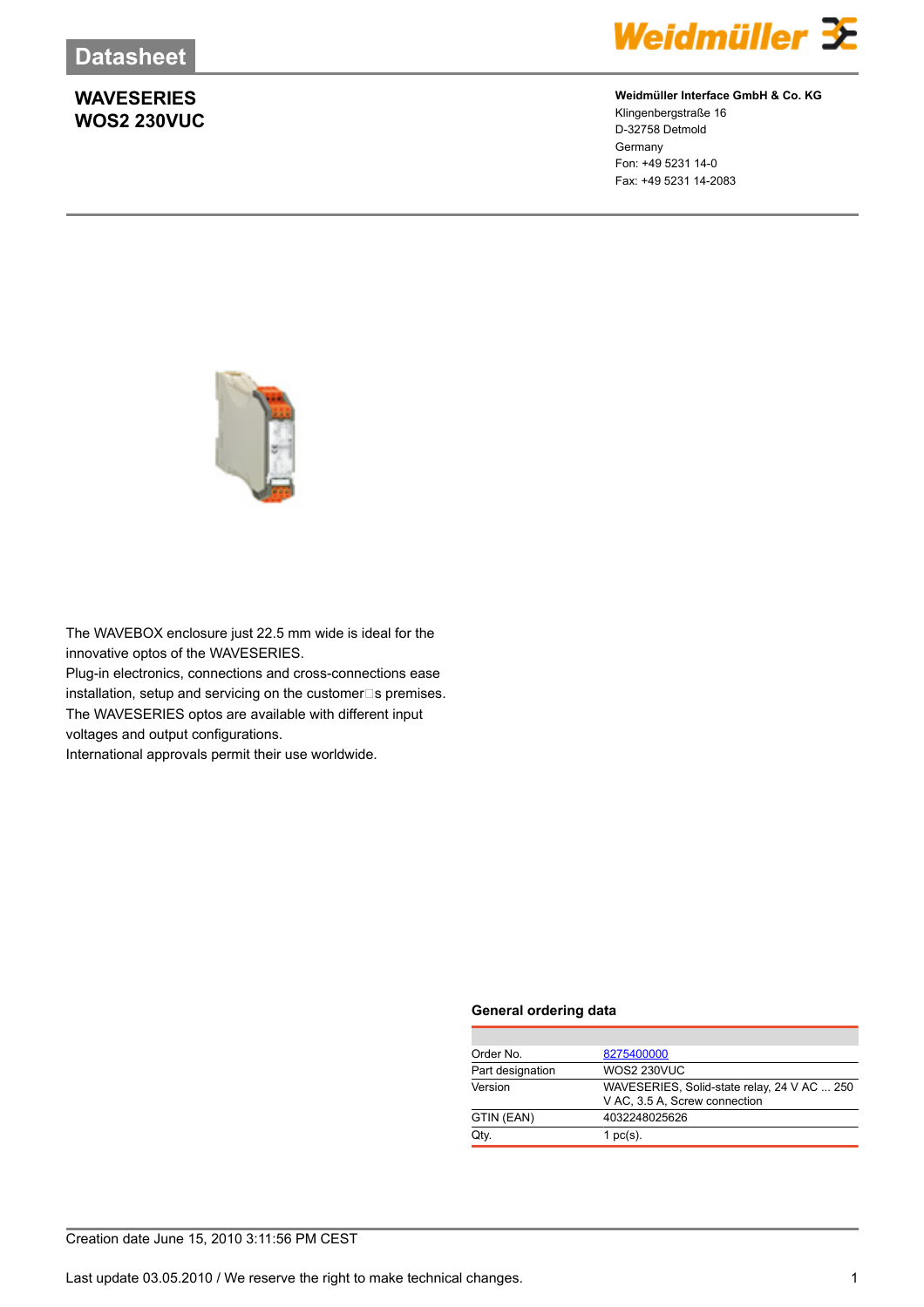# Datasheet

## WAVESERIES
## WOS2 230VUC

**Weidmüller Interface GmbH & Co. KG**
Klingenbergstraße 16
D-32758 Detmold
Germany
Fon: +49 5231 14-0
Fax: +49 5231 14-2083

The WAVEBOX enclosure just 22.5 mm wide is ideal for the innovative optos of the WAVESERIES.
Plug-in electronics, connections and cross-connections ease installation, setup and servicing on the customer□s premises.
The WAVESERIES optos are available with different input voltages and output configurations.
International approvals permit their use worldwide.

### General ordering data

| | |
|---|---|
| Order No. | 8275400000 |
| Part designation | WOS2 230VUC |
| Version | WAVESERIES, Solid-state relay, 24 V AC ... 250 V AC, 3.5 A, Screw connection |
| GTIN (EAN) | 4032248025626 |
| Qty. | 1 pc(s). |

Creation date June 15, 2010 3:11:56 PM CEST

Last update 03.05.2010 / We reserve the right to make technical changes.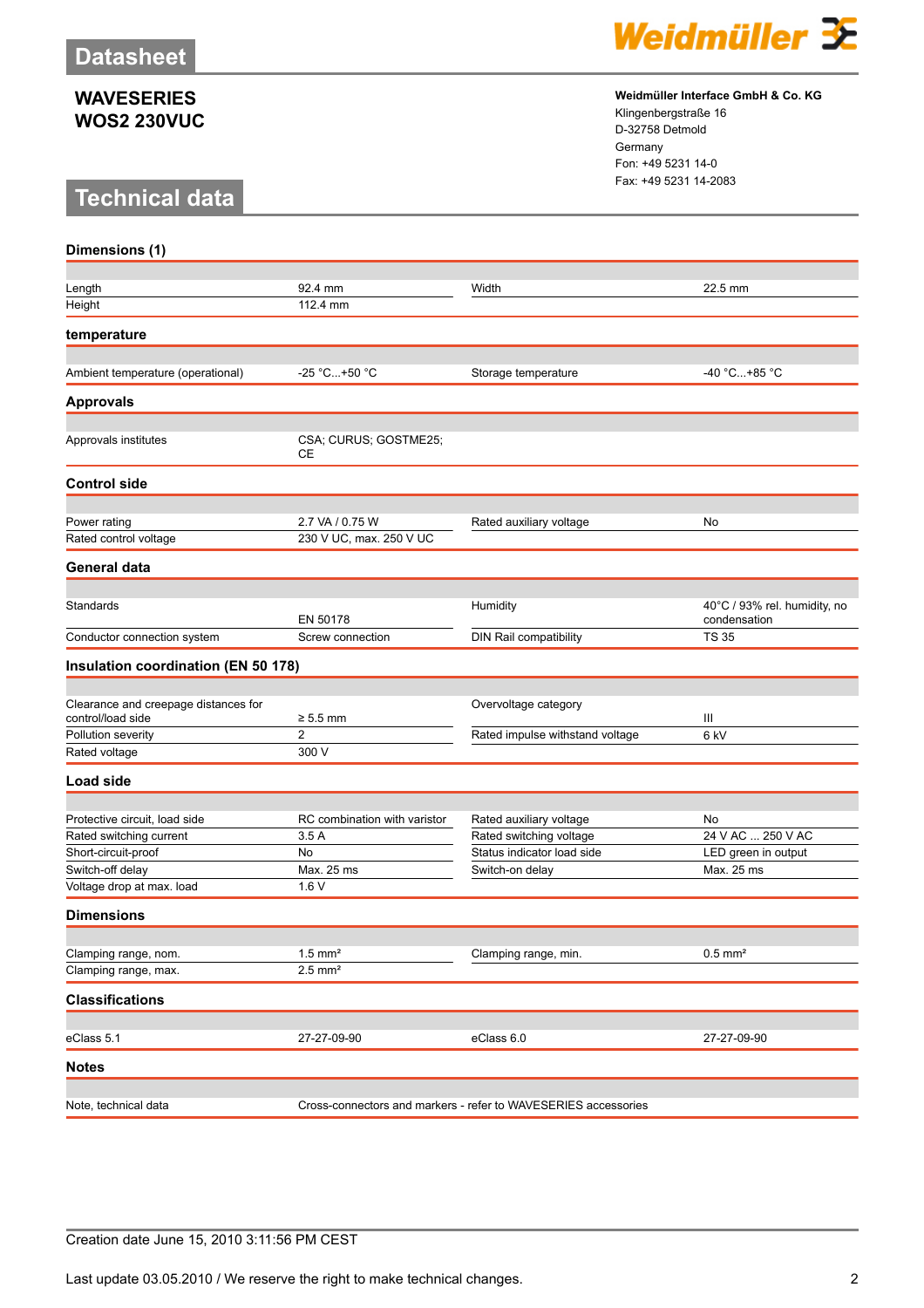# Datasheet

## WAVESERIES
## WOS2 230VUC

**Weidmüller Interface GmbH & Co. KG**
Klingenbergstraße 16
D-32758 Detmold
Germany
Fon: +49 5231 14-0
Fax: +49 5231 14-2083

# Technical data

### Dimensions (1)

| | | | |
|---|---|---|---|
| Length | 92.4 mm | Width | 22.5 mm |
| Height | 112.4 mm | | |

### temperature

| | | | |
|---|---|---|---|
| Ambient temperature (operational) | -25 °C...+50 °C | Storage temperature | -40 °C...+85 °C |

### Approvals

| | | | |
|---|---|---|---|
| Approvals institutes | CSA; CURUS; GOSTME25; CE | | |

### Control side

| | | | |
|---|---|---|---|
| Power rating | 2.7 VA / 0.75 W | Rated auxiliary voltage | No |
| Rated control voltage | 230 V UC, max. 250 V UC | | |

### General data

| | | | |
|---|---|---|---|
| Standards | EN 50178 | Humidity | 40°C / 93% rel. humidity, no condensation |
| Conductor connection system | Screw connection | DIN Rail compatibility | TS 35 |

### Insulation coordination (EN 50 178)

| | | | |
|---|---|---|---|
| Clearance and creepage distances for control/load side | ≥ 5.5 mm | Overvoltage category | III |
| Pollution severity | 2 | Rated impulse withstand voltage | 6 kV |
| Rated voltage | 300 V | | |

### Load side

| | | | |
|---|---|---|---|
| Protective circuit, load side | RC combination with varistor | Rated auxiliary voltage | No |
| Rated switching current | 3.5 A | Rated switching voltage | 24 V AC ... 250 V AC |
| Short-circuit-proof | No | Status indicator load side | LED green in output |
| Switch-off delay | Max. 25 ms | Switch-on delay | Max. 25 ms |
| Voltage drop at max. load | 1.6 V | | |

### Dimensions

| | | | |
|---|---|---|---|
| Clamping range, nom. | 1.5 mm² | Clamping range, min. | 0.5 mm² |
| Clamping range, max. | 2.5 mm² | | |

### Classifications

| | | | |
|---|---|---|---|
| eClass 5.1 | 27-27-09-90 | eClass 6.0 | 27-27-09-90 |

### Notes

| | |
|---|---|
| Note, technical data | Cross-connectors and markers - refer to WAVESERIES accessories |

Creation date June 15, 2010 3:11:56 PM CEST

Last update 03.05.2010 / We reserve the right to make technical changes.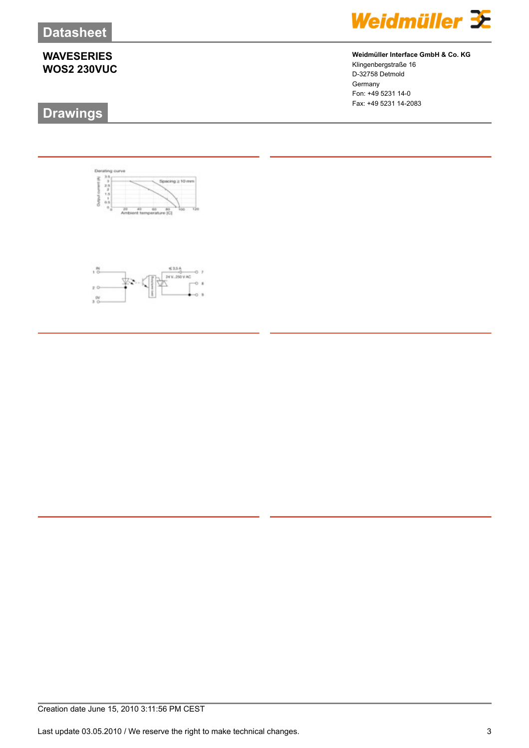## Datasheet

**WAVESERIES**
**WOS2 230VUC**

**Weidmüller Interface GmbH & Co. KG**
Klingenbergstraße 16
D-32758 Detmold
Germany
Fon: +49 5231 14-0
Fax: +49 5231 14-2083

## Drawings

Derating curve
Output current (A)
3.5
3
2.5
2
1.5
1
0.5
0
Spacing ≥ 10 mm
0 20 40 60 80 100 120
Ambient temperature [C]

IN
1
2
0V
3
≤ 3.5 A
24 V...250 V AC
7
8
9

Creation date June 15, 2010 3:11:56 PM CEST

Last update 03.05.2010 / We reserve the right to make technical changes.